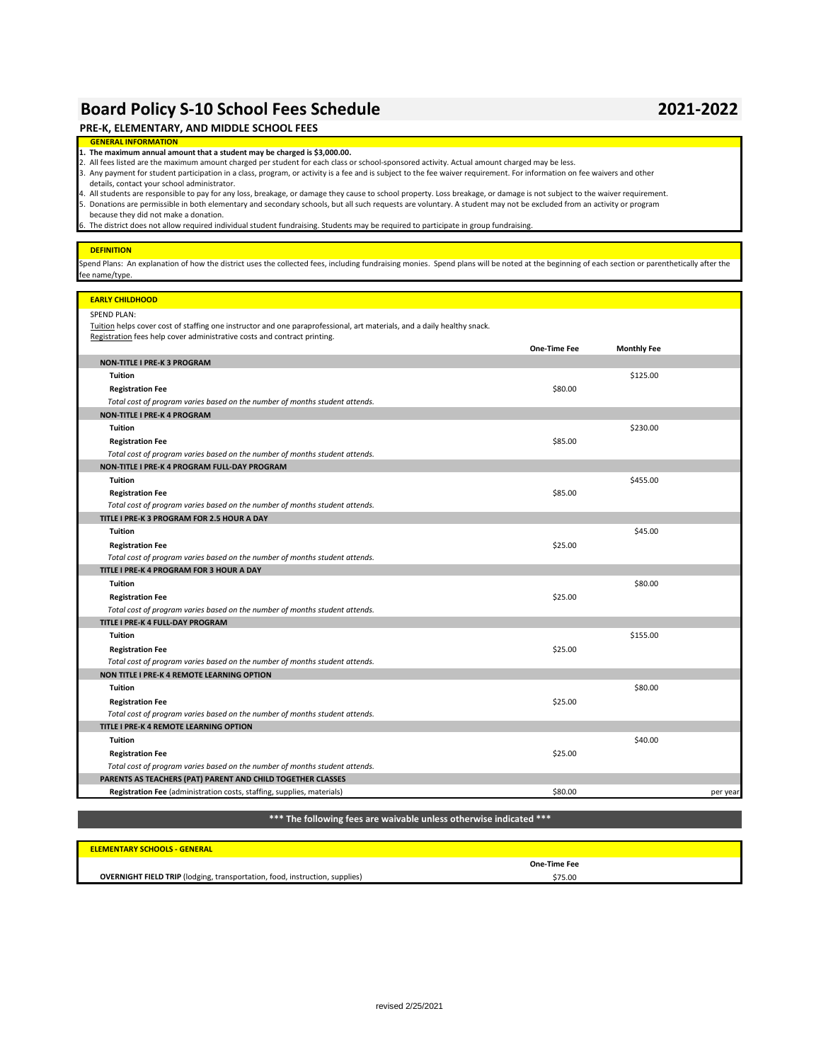# Board Policy S-10 School Fees Schedule 2021-2022

## PRE-K, ELEMENTARY, AND MIDDLE SCHOOL FEES

### GENERAL INFORMATION

1. **The maximum annual amount that a student may be charged is $3,000.00.**
2. All fees listed are the maximum amount charged per student for each class or school-sponsored activity. Actual amount charged may be less.
3. Any payment for student participation in a class, program, or activity is a fee and is subject to the fee waiver requirement. For information on fee waivers and other details, contact your school administrator.
4. All students are responsible to pay for any loss, breakage, or damage they cause to school property. Loss breakage, or damage is not subject to the waiver requirement.
5. Donations are permissible in both elementary and secondary schools, but all such requests are voluntary. A student may not be excluded from an activity or program because they did not make a donation.
6. The district does not allow required individual student fundraising. Students may be required to participate in group fundraising.

### DEFINITION

Spend Plans: An explanation of how the district uses the collected fees, including fundraising monies. Spend plans will be noted at the beginning of each section or parenthetically after the fee name/type.

### EARLY CHILDHOOD

SPEND PLAN:
Tuition helps cover cost of staffing one instructor and one paraprofessional, art materials, and a daily healthy snack.
Registration fees help cover administrative costs and contract printing.

| | One-Time Fee | Monthly Fee | |
|---|---|---|---|
| **NON-TITLE I PRE-K 3 PROGRAM** | | | |
| **Tuition** | | $125.00 | |
| **Registration Fee** | $80.00 | | |
| *Total cost of program varies based on the number of months student attends.* | | | |
| **NON-TITLE I PRE-K 4 PROGRAM** | | | |
| **Tuition** | | $230.00 | |
| **Registration Fee** | $85.00 | | |
| *Total cost of program varies based on the number of months student attends.* | | | |
| **NON-TITLE I PRE-K 4 PROGRAM FULL-DAY PROGRAM** | | | |
| **Tuition** | | $455.00 | |
| **Registration Fee** | $85.00 | | |
| *Total cost of program varies based on the number of months student attends.* | | | |
| **TITLE I PRE-K 3 PROGRAM FOR 2.5 HOUR A DAY** | | | |
| **Tuition** | | $45.00 | |
| **Registration Fee** | $25.00 | | |
| *Total cost of program varies based on the number of months student attends.* | | | |
| **TITLE I PRE-K 4 PROGRAM FOR 3 HOUR A DAY** | | | |
| **Tuition** | | $80.00 | |
| **Registration Fee** | $25.00 | | |
| *Total cost of program varies based on the number of months student attends.* | | | |
| **TITLE I PRE-K 4 FULL-DAY PROGRAM** | | | |
| **Tuition** | | $155.00 | |
| **Registration Fee** | $25.00 | | |
| *Total cost of program varies based on the number of months student attends.* | | | |
| **NON TITLE I PRE-K 4 REMOTE LEARNING OPTION** | | | |
| **Tuition** | | $80.00 | |
| **Registration Fee** | $25.00 | | |
| *Total cost of program varies based on the number of months student attends.* | | | |
| **TITLE I PRE-K 4 REMOTE LEARNING OPTION** | | | |
| **Tuition** | | $40.00 | |
| **Registration Fee** | $25.00 | | |
| *Total cost of program varies based on the number of months student attends.* | | | |
| **PARENTS AS TEACHERS (PAT) PARENT AND CHILD TOGETHER CLASSES** | | | |
| **Registration Fee** (administration costs, staffing, supplies, materials) | $80.00 | | per year |

**\*\*\* The following fees are waivable unless indicated otherwise \*\*\***

### ELEMENTARY SCHOOLS - GENERAL

| | One-Time Fee |
|---|---|
| **OVERNIGHT FIELD TRIP** (lodging, transportation, food, instruction, supplies) | $75.00 |

revised 2/25/2021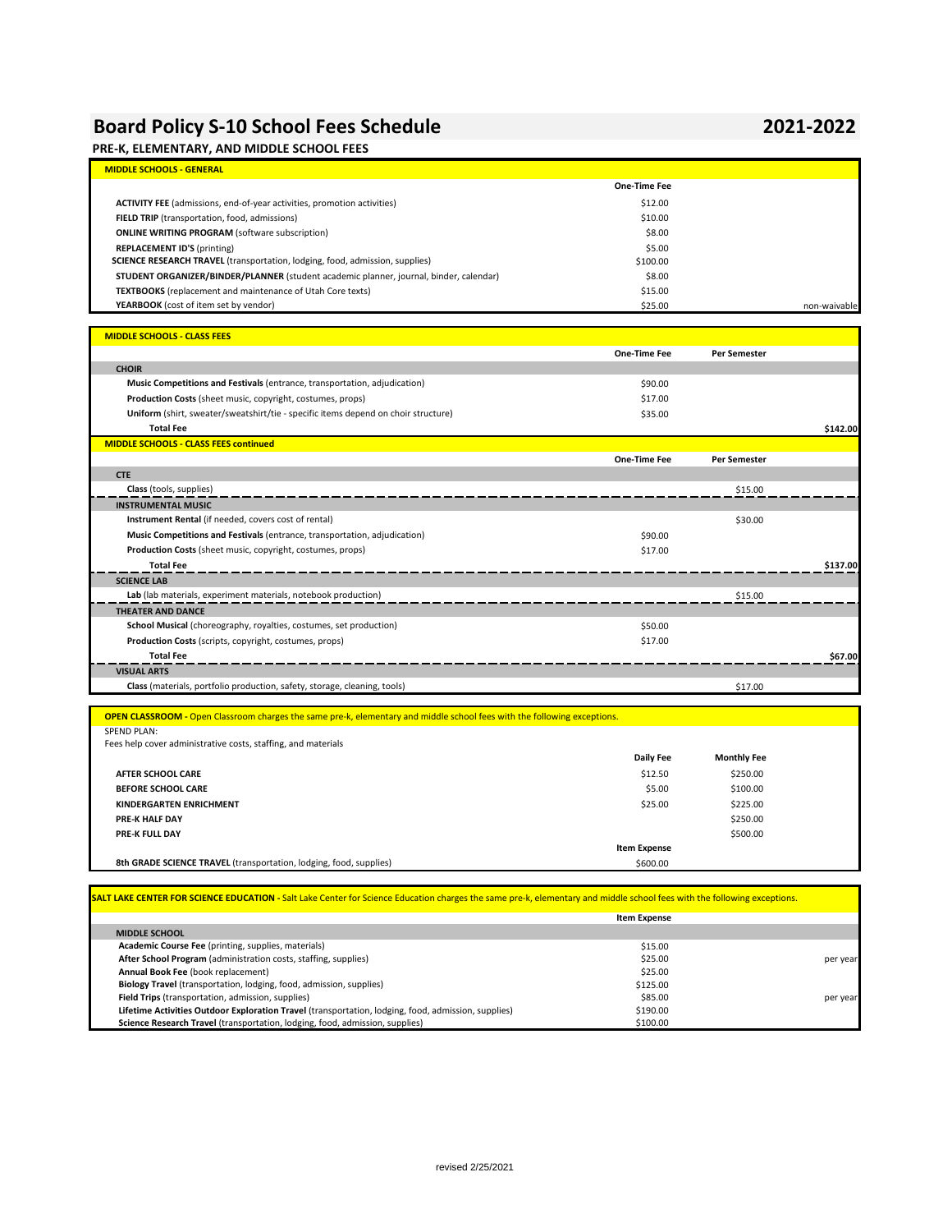# Board Policy S-10 School Fees Schedule 2021-2022

## PRE-K, ELEMENTARY, AND MIDDLE SCHOOL FEES

| MIDDLE SCHOOLS - GENERAL | | |
|---|---|---|
| | One-Time Fee | |
| **ACTIVITY FEE** (admissions, end-of-year activities, promotion activities) | $12.00 | |
| **FIELD TRIP** (transportation, food, admissions) | $10.00 | |
| **ONLINE WRITING PROGRAM** (software subscription) | $8.00 | |
| **REPLACEMENT ID'S** (printing) | $5.00 | |
| **SCIENCE RESEARCH TRAVEL** (transportation, lodging, food, admission, supplies) | $100.00 | |
| **STUDENT ORGANIZER/BINDER/PLANNER** (student academic planner, journal, binder, calendar) | $8.00 | |
| **TEXTBOOKS** (replacement and maintenance of Utah Core texts) | $15.00 | |
| **YEARBOOK** (cost of item set by vendor) | $25.00 | non-waivable |

| MIDDLE SCHOOLS - CLASS FEES | | | |
|---|---|---|---|
| | One-Time Fee | Per Semester | |
| **CHOIR** | | | |
| **Music Competitions and Festivals** (entrance, transportation, adjudication) | $90.00 | | |
| **Production Costs** (sheet music, copyright, costumes, props) | $17.00 | | |
| **Uniform** (shirt, sweater/sweatshirt/tie - specific items depend on choir structure) | $35.00 | | |
| **Total Fee** | | | $142.00 |

| MIDDLE SCHOOLS - CLASS FEES continued | | | |
|---|---|---|---|
| | One-Time Fee | Per Semester | |
| **CTE** | | | |
| **Class** (tools, supplies) | | $15.00 | |
| **INSTRUMENTAL MUSIC** | | | |
| **Instrument Rental** (if needed, covers cost of rental) | | $30.00 | |
| **Music Competitions and Festivals** (entrance, transportation, adjudication) | $90.00 | | |
| **Production Costs** (sheet music, copyright, costumes, props) | $17.00 | | |
| **Total Fee** | | | $137.00 |
| **SCIENCE LAB** | | | |
| **Lab** (lab materials, experiment materials, notebook production) | | $15.00 | |
| **THEATER AND DANCE** | | | |
| **School Musical** (choreography, royalties, costumes, set production) | $50.00 | | |
| **Production Costs** (scripts, copyright, costumes, props) | $17.00 | | |
| **Total Fee** | | | $67.00 |
| **VISUAL ARTS** | | | |
| **Class** (materials, portfolio production, safety, storage, cleaning, tools) | | $17.00 | |

**OPEN CLASSROOM -** Open Classroom charges the same pre-k, elementary and middle school fees with the following exceptions.

SPEND PLAN:
Fees help cover administrative costs, staffing, and materials

| | Daily Fee | Monthly Fee |
|---|---|---|
| **AFTER SCHOOL CARE** | $12.50 | $250.00 |
| **BEFORE SCHOOL CARE** | $5.00 | $100.00 |
| **KINDERGARTEN ENRICHMENT** | $25.00 | $225.00 |
| **PRE-K HALF DAY** | | $250.00 |
| **PRE-K FULL DAY** | | $500.00 |
| | Item Expense | |
| **8th GRADE SCIENCE TRAVEL** (transportation, lodging, food, supplies) | $600.00 | |

**SALT LAKE CENTER FOR SCIENCE EDUCATION -** Salt Lake Center for Science Education charges the same pre-k, elementary and middle school fees with the following exceptions.

| | Item Expense | |
|---|---|---|
| **MIDDLE SCHOOL** | | |
| **Academic Course Fee** (printing, supplies, materials) | $15.00 | |
| **After School Program** (administration costs, staffing, supplies) | $25.00 | per year |
| **Annual Book Fee** (book replacement) | $25.00 | |
| **Biology Travel** (transportation, lodging, food, admission, supplies) | $125.00 | |
| **Field Trips** (transportation, admission, supplies) | $85.00 | per year |
| **Lifetime Activities Outdoor Exploration Travel** (transportation, lodging, food, admission, supplies) | $190.00 | |
| **Science Research Travel** (transportation, lodging, food, admission, supplies) | $100.00 | |

revised 2/25/2021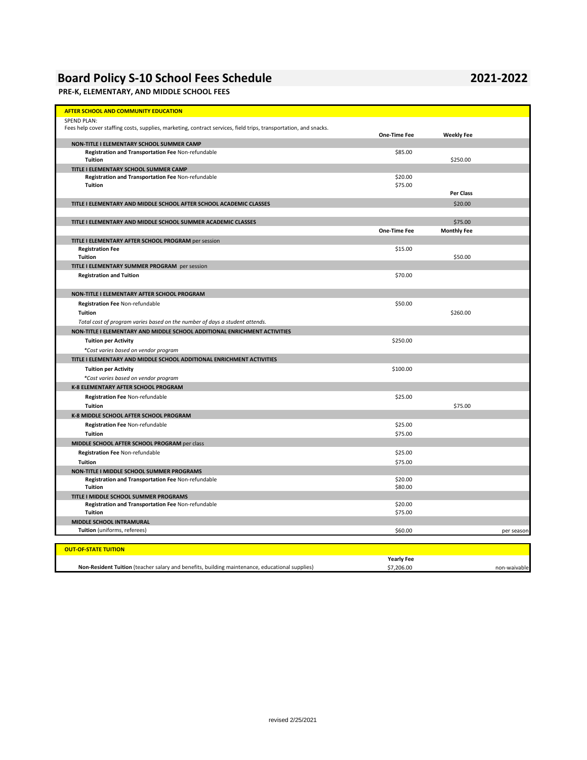# Board Policy S-10 School Fees Schedule 2021-2022

**PRE-K, ELEMENTARY, AND MIDDLE SCHOOL FEES**

| AFTER SCHOOL AND COMMUNITY EDUCATION | | | |
|---|---|---|---|
| SPEND PLAN:<br>Fees help cover staffing costs, supplies, marketing, contract services, field trips, transportation, and snacks. | **One-Time Fee** | **Weekly Fee** | |
| **NON-TITLE I ELEMENTARY SCHOOL SUMMER CAMP** | | | |
| **Registration and Transportation Fee** Non-refundable | $85.00 | | |
| **Tuition** | | $250.00 | |
| **TITLE I ELEMENTARY SCHOOL SUMMER CAMP** | | | |
| **Registration and Transportation Fee** Non-refundable | $20.00 | | |
| **Tuition** | $75.00 | | |
| | | **Per Class** | |
| **TITLE I ELEMENTARY AND MIDDLE SCHOOL AFTER SCHOOL ACADEMIC CLASSES** | | $20.00 | |
| **TITLE I ELEMENTARY AND MIDDLE SCHOOL SUMMER ACADEMIC CLASSES** | | $75.00 | |
| | **One-Time Fee** | **Monthly Fee** | |
| **TITLE I ELEMENTARY AFTER SCHOOL PROGRAM** per session | | | |
| **Registration Fee** | $15.00 | | |
| **Tuition** | | $50.00 | |
| **TITLE I ELEMENTARY SUMMER PROGRAM** per session | | | |
| **Registration and Tuition** | $70.00 | | |
| **NON-TITLE I ELEMENTARY AFTER SCHOOL PROGRAM** | | | |
| **Registration Fee** Non-refundable | $50.00 | | |
| **Tuition** | | $260.00 | |
| *Total cost of program varies based on the number of days a student attends.* | | | |
| **NON-TITLE I ELEMENTARY AND MIDDLE SCHOOL ADDITIONAL ENRICHMENT ACTIVITIES** | | | |
| **Tuition per Activity** | $250.00 | | |
| *\*Cost varies based on vendor program* | | | |
| **TITLE I ELEMENTARY AND MIDDLE SCHOOL ADDITIONAL ENRICHMENT ACTIVITIES** | | | |
| **Tuition per Activity** | $100.00 | | |
| *\*Cost varies based on vendor program* | | | |
| **K-8 ELEMENTARY AFTER SCHOOL PROGRAM** | | | |
| **Registration Fee** Non-refundable | $25.00 | | |
| **Tuition** | | $75.00 | |
| **K-8 MIDDLE SCHOOL AFTER SCHOOL PROGRAM** | | | |
| **Registration Fee** Non-refundable | $25.00 | | |
| **Tuition** | $75.00 | | |
| **MIDDLE SCHOOL AFTER SCHOOL PROGRAM** per class | | | |
| **Registration Fee** Non-refundable | $25.00 | | |
| **Tuition** | $75.00 | | |
| **NON-TITLE I MIDDLE SCHOOL SUMMER PROGRAMS** | | | |
| **Registration and Transportation Fee** Non-refundable | $20.00 | | |
| **Tuition** | $80.00 | | |
| **TITLE I MIDDLE SCHOOL SUMMER PROGRAMS** | | | |
| **Registration and Transportation Fee** Non-refundable | $20.00 | | |
| **Tuition** | $75.00 | | |
| **MIDDLE SCHOOL INTRAMURAL** | | | |
| **Tuition** (uniforms, referees) | $60.00 | | per season |

| OUT-OF-STATE TUITION | | |
|---|---|---|
| | **Yearly Fee** | |
| **Non-Resident Tuition** (teacher salary and benefits, building maintenance, educational supplies) | $7,206.00 | non-waivable |

revised 2/25/2021